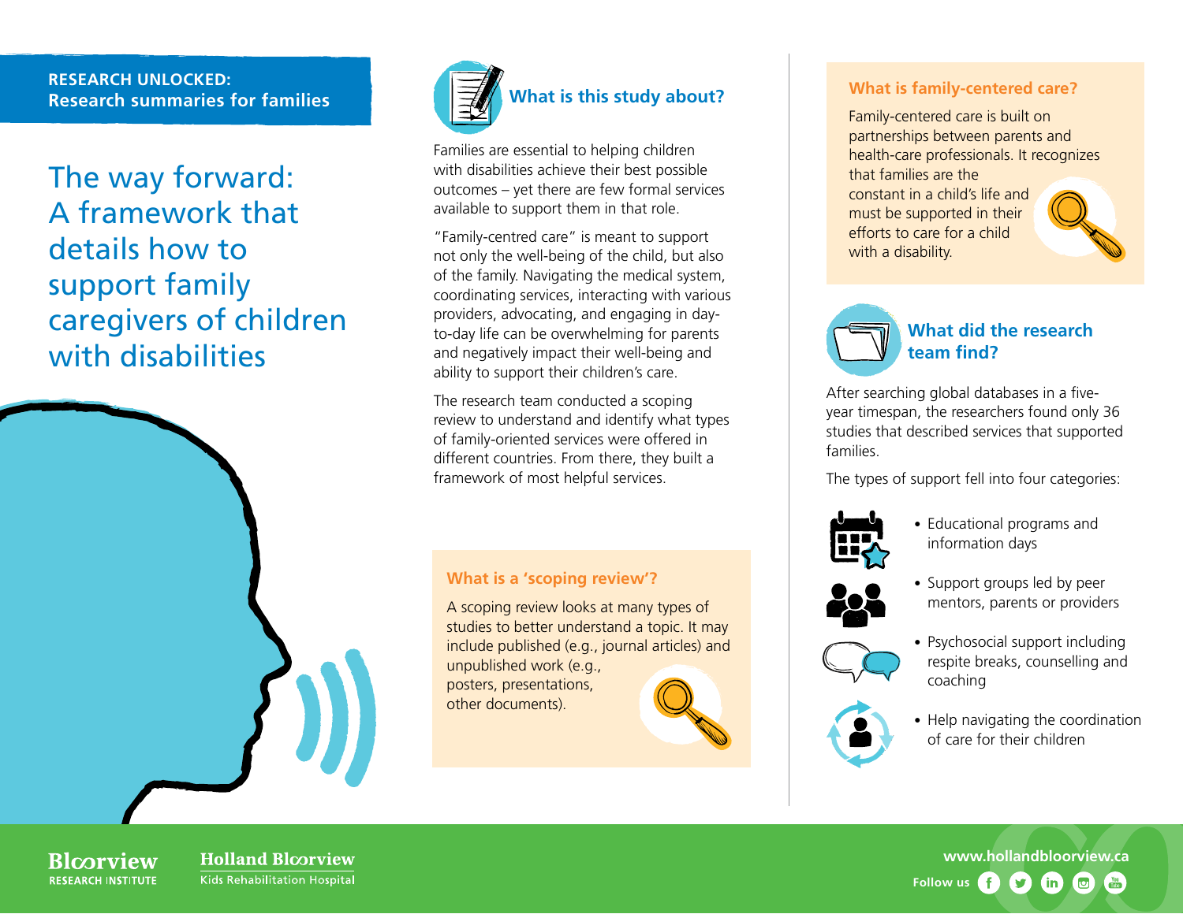**RESEARCH UNLOCKED:**
**Research summaries for families**

# The way forward: A framework that details how to support family caregivers of children with disabilities

## What is this study about?

Families are essential to helping children with disabilities achieve their best possible outcomes – yet there are few formal services available to support them in that role.

"Family-centred care" is meant to support not only the well-being of the child, but also of the family. Navigating the medical system, coordinating services, interacting with various providers, advocating, and engaging in day-to-day life can be overwhelming for parents and negatively impact their well-being and ability to support their children's care.

The research team conducted a scoping review to understand and identify what types of family-oriented services were offered in different countries. From there, they built a framework of most helpful services.

### What is a 'scoping review'?

A scoping review looks at many types of studies to better understand a topic. It may include published (e.g., journal articles) and unpublished work (e.g., posters, presentations, other documents).

### What is family-centered care?

Family-centered care is built on partnerships between parents and health-care professionals. It recognizes that families are the constant in a child's life and must be supported in their efforts to care for a child with a disability.

## What did the research team find?

After searching global databases in a five-year timespan, the researchers found only 36 studies that described services that supported families.

The types of support fell into four categories:

- Educational programs and information days
- Support groups led by peer mentors, parents or providers
- Psychosocial support including respite breaks, counselling and coaching
- Help navigating the coordination of care for their children

Bloorview RESEARCH INSTITUTE | Holland Bloorview Kids Rehabilitation Hospital

www.hollandbloorview.ca

Follow us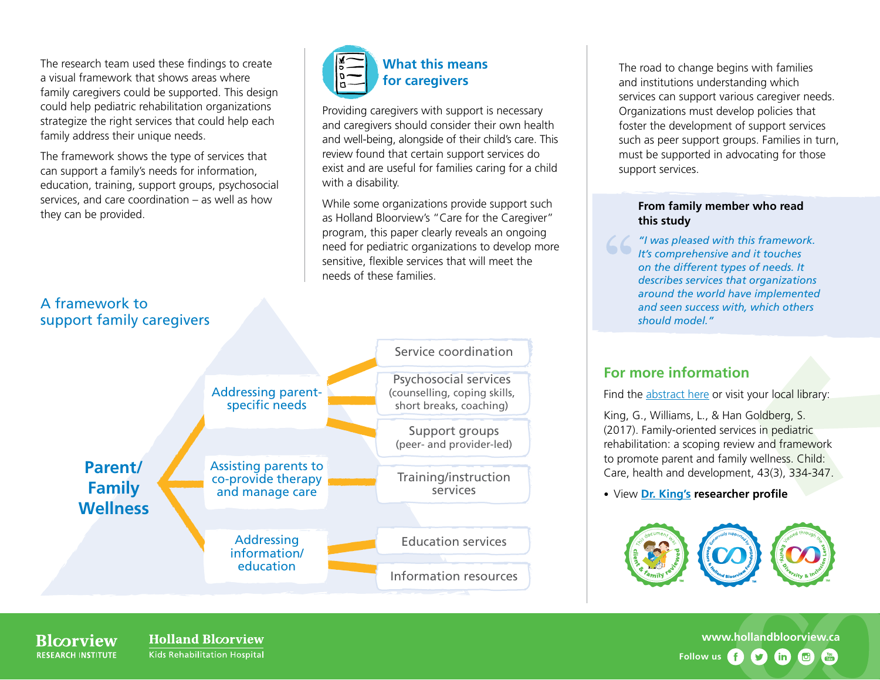The research team used these findings to create a visual framework that shows areas where family caregivers could be supported. This design could help pediatric rehabilitation organizations strategize the right services that could help each family address their unique needs.

The framework shows the type of services that can support a family's needs for information, education, training, support groups, psychosocial services, and care coordination – as well as how they can be provided.

## What this means for caregivers

Providing caregivers with support is necessary and caregivers should consider their own health and well-being, alongside of their child's care. This review found that certain support services do exist and are useful for families caring for a child with a disability.

While some organizations provide support such as Holland Bloorview's "Care for the Caregiver" program, this paper clearly reveals an ongoing need for pediatric organizations to develop more sensitive, flexible services that will meet the needs of these families.

## A framework to support family caregivers

**Parent/ Family Wellness**

Addressing parent-specific needs

Assisting parents to co-provide therapy and manage care

Addressing information/ education

Service coordination

Psychosocial services (counselling, coping skills, short breaks, coaching)

Support groups (peer- and provider-led)

Training/instruction services

Education services

Information resources

The road to change begins with families and institutions understanding which services can support various caregiver needs. Organizations must develop policies that foster the development of support services such as peer support groups. Families in turn, must be supported in advocating for those support services.

**From family member who read this study**

*"I was pleased with this framework. It's comprehensive and it touches on the different types of needs. It describes services that organizations around the world have implemented and seen success with, which others should model."*

## For more information

Find the abstract here or visit your local library:

King, G., Williams, L., & Han Goldberg, S. (2017). Family-oriented services in pediatric rehabilitation: a scoping review and framework to promote parent and family wellness. Child: Care, health and development, 43(3), 334-347.

- View **Dr. King's researcher profile**

Bloorview RESEARCH INSTITUTE

Holland Bloorview Kids Rehabilitation Hospital

www.hollandbloorview.ca

Follow us